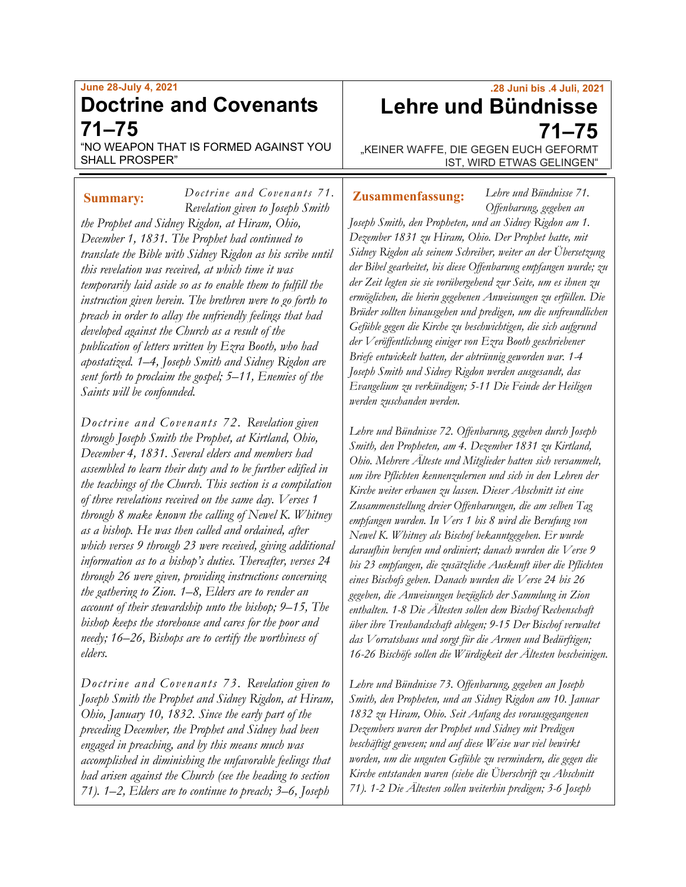June 28-July 4, 2021

# Doctrine and Covenants 71–75

"NO WEAPON THAT IS FORMED AGAINST YOU SHALL PROSPER"

**Summary:** *Doctrine and Covenants 71. Revelation given to Joseph Smith the Prophet and Sidney Rigdon, at Hiram, Ohio, December 1, 1831. The Prophet had continued to translate the Bible with Sidney Rigdon as his scribe until this revelation was received, at which time it was temporarily laid aside so as to enable them to fulfill the instruction given herein. The brethren were to go forth to preach in order to allay the unfriendly feelings that had developed against the Church as a result of the publication of letters written by Ezra Booth, who had apostatized. 1–4, Joseph Smith and Sidney Rigdon are sent forth to proclaim the gospel; 5–11, Enemies of the Saints will be confounded.*

*Doctrine and Covenants 72. Revelation given through Joseph Smith the Prophet, at Kirtland, Ohio, December 4, 1831. Several elders and members had assembled to learn their duty and to be further edified in the teachings of the Church. This section is a compilation of three revelations received on the same day. Verses 1 through 8 make known the calling of Newel K. Whitney as a bishop. He was then called and ordained, after which verses 9 through 23 were received, giving additional information as to a bishop's duties. Thereafter, verses 24 through 26 were given, providing instructions concerning the gathering to Zion. 1–8, Elders are to render an account of their stewardship unto the bishop; 9–15, The bishop keeps the storehouse and cares for the poor and needy; 16–26, Bishops are to certify the worthiness of elders.*

*Doctrine and Covenants 73. Revelation given to Joseph Smith the Prophet and Sidney Rigdon, at Hiram, Ohio, January 10, 1832. Since the early part of the preceding December, the Prophet and Sidney had been engaged in preaching, and by this means much was accomplished in diminishing the unfavorable feelings that had arisen against the Church (see the heading to section 71). 1–2, Elders are to continue to preach; 3–6, Joseph*

.28 Juni bis .4 Juli, 2021

# Lehre und Bündnisse 71–75

„KEINER WAFFE, DIE GEGEN EUCH GEFORMT IST, WIRD ETWAS GELINGEN"

**Zusammenfassung:** *Lehre und Bündnisse 71. Offenbarung, gegeben an Joseph Smith, den Propheten, und an Sidney Rigdon am 1. Dezember 1831 zu Hiram, Ohio. Der Prophet hatte, mit Sidney Rigdon als seinem Schreiber, weiter an der Übersetzung der Bibel gearbeitet, bis diese Offenbarung empfangen wurde; zu der Zeit legten sie sie vorübergehend zur Seite, um es ihnen zu ermöglichen, die hierin gegebenen Anweisungen zu erfüllen. Die Brüder sollten hinausgehen und predigen, um die unfreundlichen Gefühle gegen die Kirche zu beschwichtigen, die sich aufgrund der Veröffentlichung einiger von Ezra Booth geschriebener Briefe entwickelt hatten, der abtrünnig geworden war. 1-4 Joseph Smith und Sidney Rigdon werden ausgesandt, das Evangelium zu verkündigen; 5-11 Die Feinde der Heiligen werden zuschanden werden.*

*Lehre und Bündnisse 72. Offenbarung, gegeben durch Joseph Smith, den Propheten, am 4. Dezember 1831 zu Kirtland, Ohio. Mehrere Älteste und Mitglieder hatten sich versammelt, um ihre Pflichten kennenzulernen und sich in den Lehren der Kirche weiter erbauen zu lassen. Dieser Abschnitt ist eine Zusammenstellung dreier Offenbarungen, die am selben Tag empfangen wurden. In Vers 1 bis 8 wird die Berufung von Newel K. Whitney als Bischof bekanntgegeben. Er wurde daraufhin berufen und ordiniert; danach wurden die Verse 9 bis 23 empfangen, die zusätzliche Auskunft über die Pflichten eines Bischofs geben. Danach wurden die Verse 24 bis 26 gegeben, die Anweisungen bezüglich der Sammlung in Zion enthalten. 1-8 Die Ältesten sollen dem Bischof Rechenschaft über ihre Treuhandschaft ablegen; 9-15 Der Bischof verwaltet das Vorratshaus und sorgt für die Armen und Bedürftigen; 16-26 Bischöfe sollen die Würdigkeit der Ältesten bescheinigen.*

*Lehre und Bündnisse 73. Offenbarung, gegeben an Joseph Smith, den Propheten, und an Sidney Rigdon am 10. Januar 1832 zu Hiram, Ohio. Seit Anfang des vorausgegangenen Dezembers waren der Prophet und Sidney mit Predigen beschäftigt gewesen; und auf diese Weise war viel bewirkt worden, um die unguten Gefühle zu vermindern, die gegen die Kirche entstanden waren (siehe die Überschrift zu Abschnitt 71). 1-2 Die Ältesten sollen weiterhin predigen; 3-6 Joseph*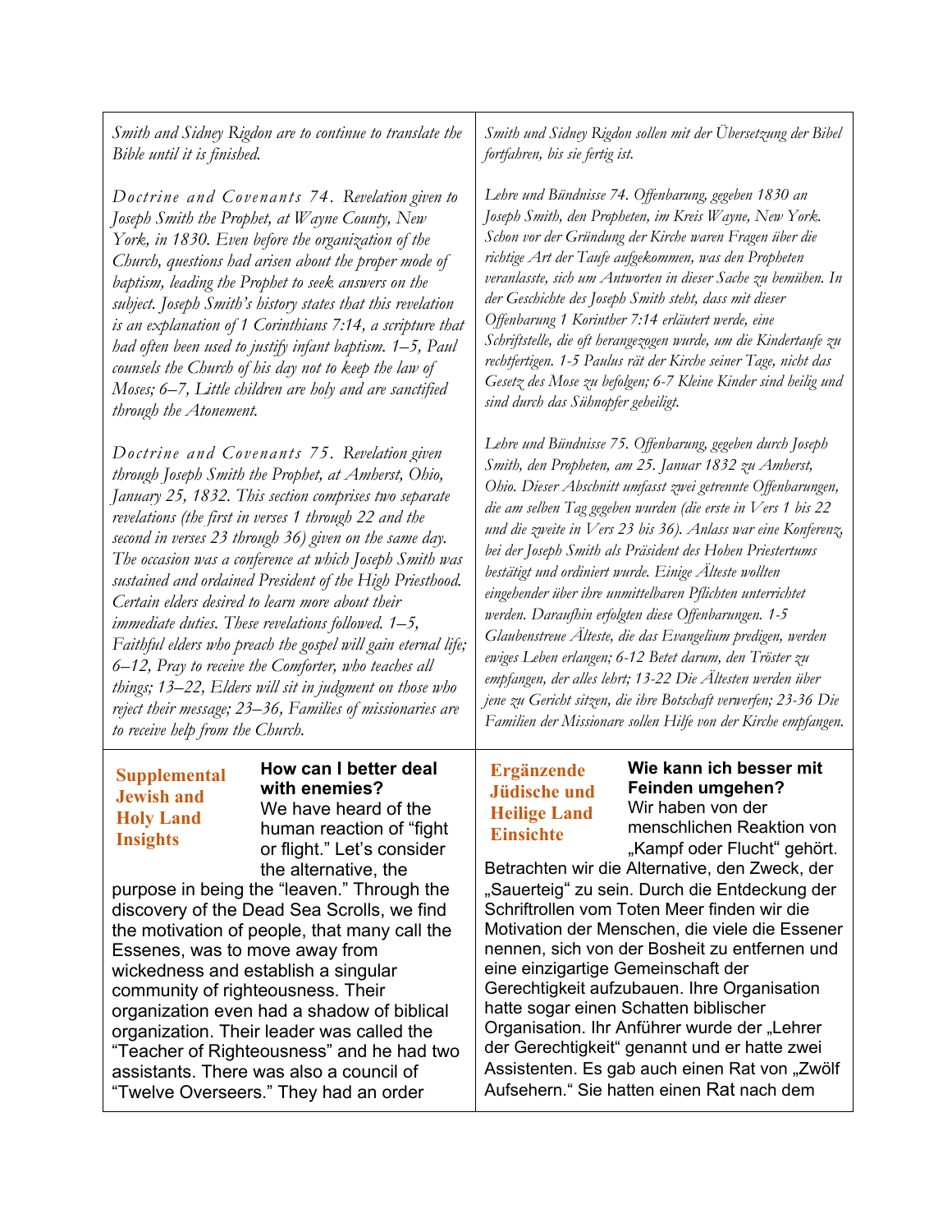| | |
|---|---|
| *Smith and Sidney Rigdon are to continue to translate the Bible until it is finished.*<br><br>*Doctrine and Covenants 74. Revelation given to Joseph Smith the Prophet, at Wayne County, New York, in 1830. Even before the organization of the Church, questions had arisen about the proper mode of baptism, leading the Prophet to seek answers on the subject. Joseph Smith's history states that this revelation is an explanation of 1 Corinthians 7:14, a scripture that had often been used to justify infant baptism. 1–5, Paul counsels the Church of his day not to keep the law of Moses; 6–7, Little children are holy and are sanctified through the Atonement.*<br><br>*Doctrine and Covenants 75. Revelation given through Joseph Smith the Prophet, at Amherst, Ohio, January 25, 1832. This section comprises two separate revelations (the first in verses 1 through 22 and the second in verses 23 through 36) given on the same day. The occasion was a conference at which Joseph Smith was sustained and ordained President of the High Priesthood. Certain elders desired to learn more about their immediate duties. These revelations followed. 1–5, Faithful elders who preach the gospel will gain eternal life; 6–12, Pray to receive the Comforter, who teaches all things; 13–22, Elders will sit in judgment on those who reject their message; 23–36, Families of missionaries are to receive help from the Church.* | *Smith und Sidney Rigdon sollen mit der Übersetzung der Bibel fortfahren, bis sie fertig ist.*<br><br>*Lehre und Bündnisse 74. Offenbarung, gegeben 1830 an Joseph Smith, den Propheten, im Kreis Wayne, New York. Schon vor der Gründung der Kirche waren Fragen über die richtige Art der Taufe aufgekommen, was den Propheten veranlasste, sich um Antworten in dieser Sache zu bemühen. In der Geschichte des Joseph Smith steht, dass mit dieser Offenbarung 1 Korinther 7:14 erläutert werde, eine Schriftstelle, die oft herangezogen wurde, um die Kindertaufe zu rechtfertigen. 1-5 Paulus rät der Kirche seiner Tage, nicht das Gesetz des Mose zu befolgen; 6-7 Kleine Kinder sind heilig und sind durch das Sühnopfer geheiligt.*<br><br>*Lehre und Bündnisse 75. Offenbarung, gegeben durch Joseph Smith, den Propheten, am 25. Januar 1832 zu Amherst, Ohio. Dieser Abschnitt umfasst zwei getrennte Offenbarungen, die am selben Tag gegeben wurden (die erste in Vers 1 bis 22 und die zweite in Vers 23 bis 36). Anlass war eine Konferenz, bei der Joseph Smith als Präsident des Hohen Priestertums bestätigt und ordiniert wurde. Einige Älteste wollten eingehender über ihre unmittelbaren Pflichten unterrichtet werden. Daraufhin erfolgten diese Offenbarungen. 1-5 Glaubenstreue Älteste, die das Evangelium predigen, werden ewiges Leben erlangen; 6-12 Betet darum, den Tröster zu empfangen, der alles lehrt; 13-22 Die Ältesten werden über jene zu Gericht sitzen, die ihre Botschaft verwerfen; 23-36 Die Familien der Missionare sollen Hilfe von der Kirche empfangen.* |
| **Supplemental Jewish and Holy Land Insights**<br><br>**How can I better deal with enemies?**<br>We have heard of the human reaction of "fight or flight." Let's consider the alternative, the purpose in being the "leaven." Through the discovery of the Dead Sea Scrolls, we find the motivation of people, that many call the Essenes, was to move away from wickedness and establish a singular community of righteousness. Their organization even had a shadow of biblical organization. Their leader was called the "Teacher of Righteousness" and he had two assistants. There was also a council of "Twelve Overseers." They had an order | **Ergänzende Jüdische und Heilige Land Einsichte**<br><br>**Wie kann ich besser mit Feinden umgehen?**<br>Wir haben von der menschlichen Reaktion von „Kampf oder Flucht" gehört. Betrachten wir die Alternative, den Zweck, der „Sauerteig" zu sein. Durch die Entdeckung der Schriftrollen vom Toten Meer finden wir die Motivation der Menschen, die viele die Essener nennen, sich von der Bosheit zu entfernen und eine einzigartige Gemeinschaft der Gerechtigkeit aufzubauen. Ihre Organisation hatte sogar einen Schatten biblischer Organisation. Ihr Anführer wurde der „Lehrer der Gerechtigkeit" genannt und er hatte zwei Assistenten. Es gab auch einen Rat von „Zwölf Aufsehern." Sie hatten einen Rat nach dem |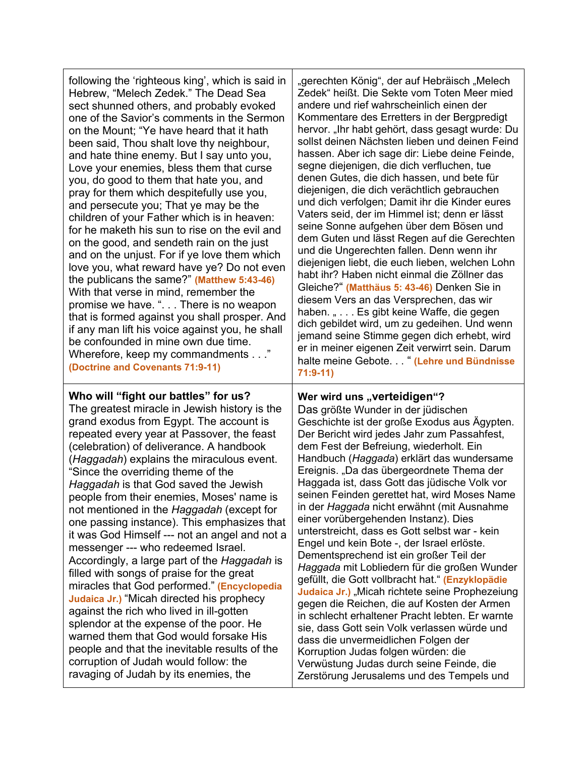| | |
|---|---|
| following the 'righteous king', which is said in Hebrew, "Melech Zedek." The Dead Sea sect shunned others, and probably evoked one of the Savior's comments in the Sermon on the Mount; "Ye have heard that it hath been said, Thou shalt love thy neighbour, and hate thine enemy. But I say unto you, Love your enemies, bless them that curse you, do good to them that hate you, and pray for them which despitefully use you, and persecute you; That ye may be the children of your Father which is in heaven: for he maketh his sun to rise on the evil and on the good, and sendeth rain on the just and on the unjust. For if ye love them which love you, what reward have ye? Do not even the publicans the same?" **(Matthew 5:43-46)** With that verse in mind, remember the promise we have. ". . . There is no weapon that is formed against you shall prosper. And if any man lift his voice against you, he shall be confounded in mine own due time. Wherefore, keep my commandments . . ." **(Doctrine and Covenants 71:9-11)** | „gerechten König", der auf Hebräisch „Melech Zedek" heißt. Die Sekte vom Toten Meer mied andere und rief wahrscheinlich einen der Kommentare des Erretters in der Bergpredigt hervor. „Ihr habt gehört, dass gesagt wurde: Du sollst deinen Nächsten lieben und deinen Feind hassen. Aber ich sage dir: Liebe deine Feinde, segne diejenigen, die dich verfluchen, tue denen Gutes, die dich hassen, und bete für diejenigen, die dich verächtlich gebrauchen und dich verfolgen; Damit ihr die Kinder eures Vaters seid, der im Himmel ist; denn er lässt seine Sonne aufgehen über dem Bösen und dem Guten und lässt Regen auf die Gerechten und die Ungerechten fallen. Denn wenn ihr diejenigen liebt, die euch lieben, welchen Lohn habt ihr? Haben nicht einmal die Zöllner das Gleiche?" **(Matthäus 5: 43-46)** Denken Sie in diesem Vers an das Versprechen, das wir haben. „ . . . Es gibt keine Waffe, die gegen dich gebildet wird, um zu gedeihen. Und wenn jemand seine Stimme gegen dich erhebt, wird er in meiner eigenen Zeit verwirrt sein. Darum halte meine Gebote. . . " **(Lehre und Bündnisse 71:9-11)** |
| **Who will "fight our battles" for us?** The greatest miracle in Jewish history is the grand exodus from Egypt. The account is repeated every year at Passover, the feast (celebration) of deliverance. A handbook (*Haggadah*) explains the miraculous event. "Since the overriding theme of the *Haggadah* is that God saved the Jewish people from their enemies, Moses' name is not mentioned in the *Haggadah* (except for one passing instance). This emphasizes that it was God Himself --- not an angel and not a messenger --- who redeemed Israel. Accordingly, a large part of the *Haggadah* is filled with songs of praise for the great miracles that God performed." **(Encyclopedia Judaica Jr.)** "Micah directed his prophecy against the rich who lived in ill-gotten splendor at the expense of the poor. He warned them that God would forsake His people and that the inevitable results of the corruption of Judah would follow: the ravaging of Judah by its enemies, the | **Wer wird uns „verteidigen"?** Das größte Wunder in der jüdischen Geschichte ist der große Exodus aus Ägypten. Der Bericht wird jedes Jahr zum Passahfest, dem Fest der Befreiung, wiederholt. Ein Handbuch (*Haggada*) erklärt das wundersame Ereignis. „Da das übergeordnete Thema der Haggada ist, dass Gott das jüdische Volk vor seinen Feinden gerettet hat, wird Moses Name in der *Haggada* nicht erwähnt (mit Ausnahme einer vorübergehenden Instanz). Dies unterstreicht, dass es Gott selbst war - kein Engel und kein Bote -, der Israel erlöste. Dementsprechend ist ein großer Teil der *Haggada* mit Lobliedern für die großen Wunder gefüllt, die Gott vollbracht hat." **(Enzyklopädie Judaica Jr.)** „Micah richtete seine Prophezeiung gegen die Reichen, die auf Kosten der Armen in schlecht erhaltener Pracht lebten. Er warnte sie, dass Gott sein Volk verlassen würde und dass die unvermeidlichen Folgen der Korruption Judas folgen würden: die Verwüstung Judas durch seine Feinde, die Zerstörung Jerusalems und des Tempels und |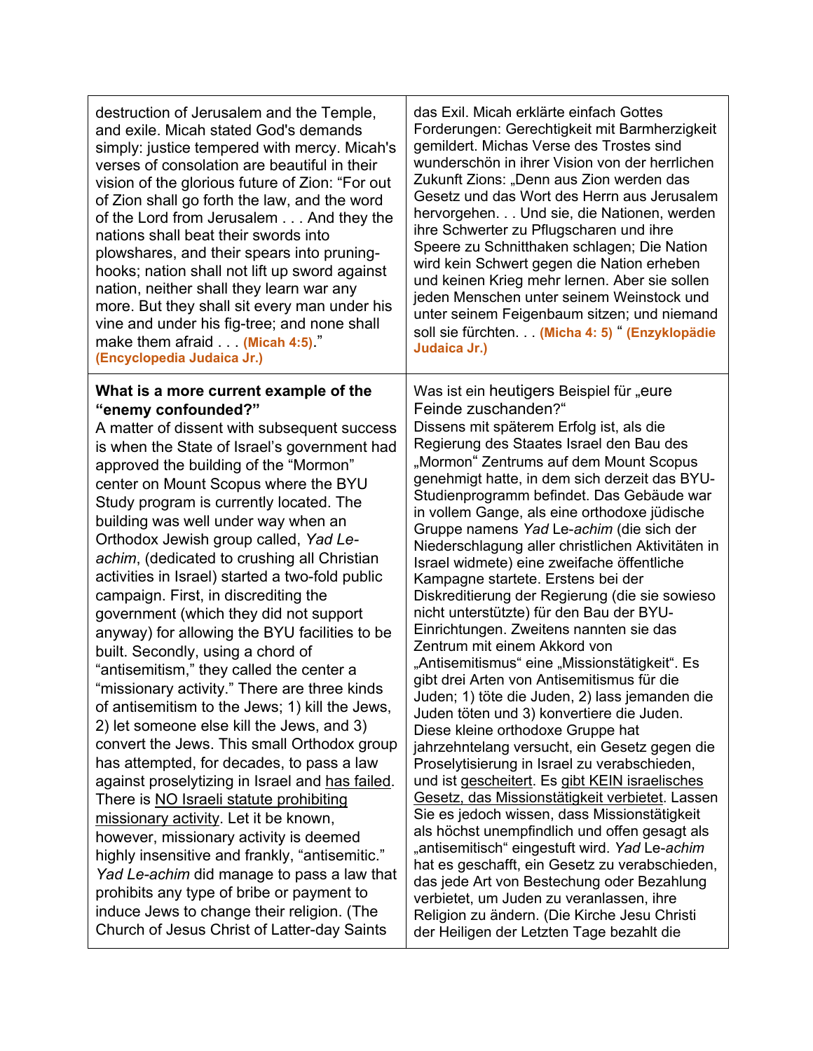| | |
|---|---|
| destruction of Jerusalem and the Temple, and exile. Micah stated God's demands simply: justice tempered with mercy. Micah's verses of consolation are beautiful in their vision of the glorious future of Zion: "For out of Zion shall go forth the law, and the word of the Lord from Jerusalem . . . And they the nations shall beat their swords into plowshares, and their spears into pruning-hooks; nation shall not lift up sword against nation, neither shall they learn war any more. But they shall sit every man under his vine and under his fig-tree; and none shall make them afraid . . . **(Micah 4:5)**." **(Encyclopedia Judaica Jr.)** | das Exil. Micah erklärte einfach Gottes Forderungen: Gerechtigkeit mit Barmherzigkeit gemildert. Michas Verse des Trostes sind wunderschön in ihrer Vision von der herrlichen Zukunft Zions: „Denn aus Zion werden das Gesetz und das Wort des Herrn aus Jerusalem hervorgehen. . . Und sie, die Nationen, werden ihre Schwerter zu Pflugscharen und ihre Speere zu Schnitthaken schlagen; Die Nation wird kein Schwert gegen die Nation erheben und keinen Krieg mehr lernen. Aber sie sollen jeden Menschen unter seinem Weinstock und unter seinem Feigenbaum sitzen; und niemand soll sie fürchten. . . **(Micha 4: 5)** " **(Enzyklopädie Judaica Jr.)** |
| **What is a more current example of the "enemy confounded?"** A matter of dissent with subsequent success is when the State of Israel's government had approved the building of the "Mormon" center on Mount Scopus where the BYU Study program is currently located. The building was well under way when an Orthodox Jewish group called, *Yad Le-achim*, (dedicated to crushing all Christian activities in Israel) started a two-fold public campaign. First, in discrediting the government (which they did not support anyway) for allowing the BYU facilities to be built. Secondly, using a chord of "antisemitism," they called the center a "missionary activity." There are three kinds of antisemitism to the Jews; 1) kill the Jews, 2) let someone else kill the Jews, and 3) convert the Jews. This small Orthodox group has attempted, for decades, to pass a law against proselytizing in Israel and <u>has failed</u>. There is <u>NO Israeli statute prohibiting missionary activity</u>. Let it be known, however, missionary activity is deemed highly insensitive and frankly, "antisemitic." *Yad Le-achim* did manage to pass a law that prohibits any type of bribe or payment to induce Jews to change their religion. (The Church of Jesus Christ of Latter-day Saints | Was ist ein heutigers Beispiel für „eure Feinde zuschanden?" Dissens mit späterem Erfolg ist, als die Regierung des Staates Israel den Bau des „Mormon" Zentrums auf dem Mount Scopus genehmigt hatte, in dem sich derzeit das BYU-Studienprogramm befindet. Das Gebäude war in vollem Gange, als eine orthodoxe jüdische Gruppe namens *Yad* Le-*achim* (die sich der Niederschlagung aller christlichen Aktivitäten in Israel widmete) eine zweifache öffentliche Kampagne startete. Erstens bei der Diskreditierung der Regierung (die sie sowieso nicht unterstützte) für den Bau der BYU-Einrichtungen. Zweitens nannten sie das Zentrum mit einem Akkord von „Antisemitismus" eine „Missionstätigkeit". Es gibt drei Arten von Antisemitismus für die Juden; 1) töte die Juden, 2) lass jemanden die Juden töten und 3) konvertiere die Juden. Diese kleine orthodoxe Gruppe hat jahrzehntelang versucht, ein Gesetz gegen die Proselytisierung in Israel zu verabschieden, und ist <u>gescheitert</u>. Es <u>gibt KEIN israelisches Gesetz, das Missionstätigkeit verbietet</u>. Lassen Sie es jedoch wissen, dass Missionstätigkeit als höchst unempfindlich und offen gesagt als „antisemitisch" eingestuft wird. *Yad* Le-*achim* hat es geschafft, ein Gesetz zu verabschieden, das jede Art von Bestechung oder Bezahlung verbietet, um Juden zu veranlassen, ihre Religion zu ändern. (Die Kirche Jesu Christi der Heiligen der Letzten Tage bezahlt die |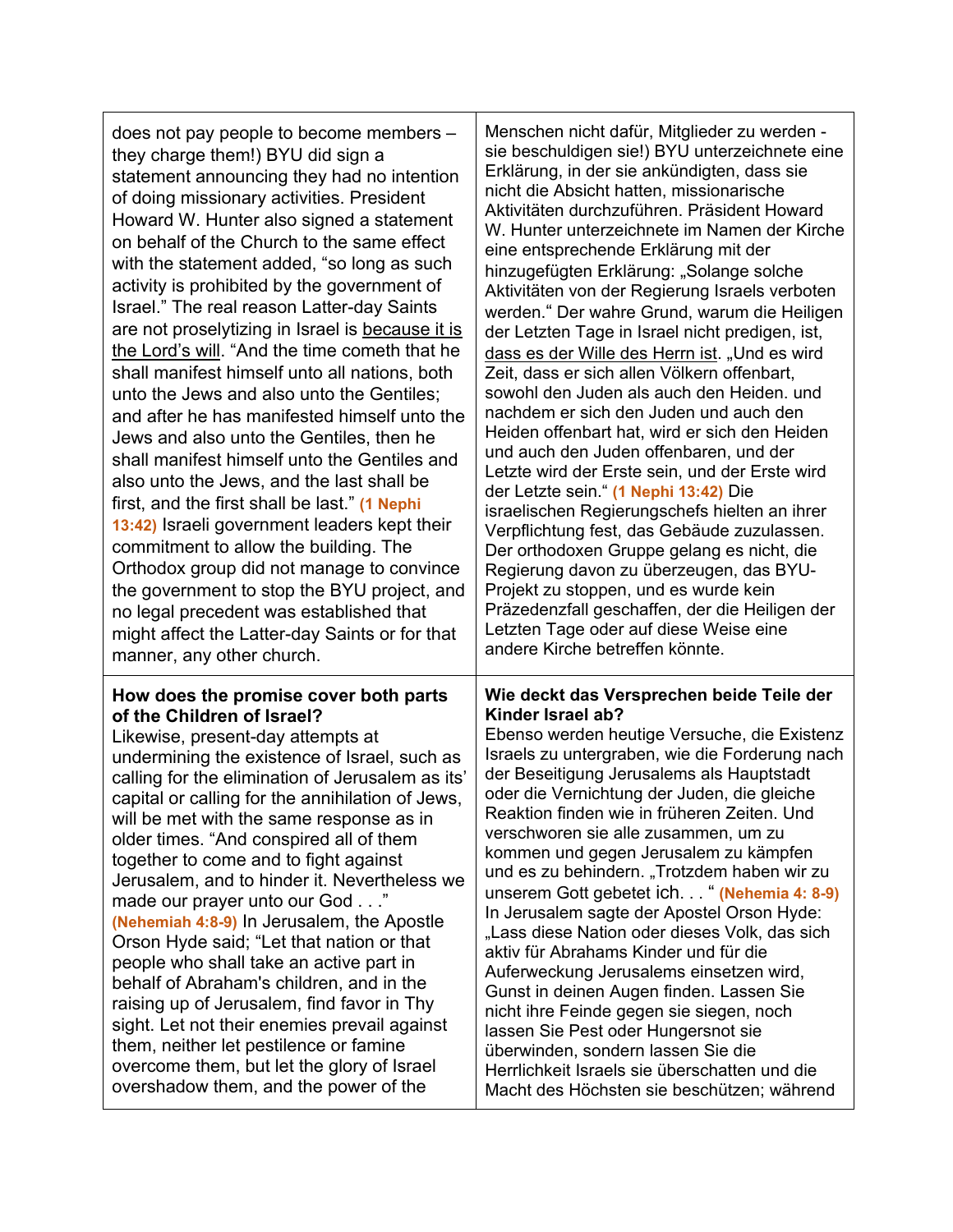| | |
|---|---|
| does not pay people to become members – they charge them!) BYU did sign a statement announcing they had no intention of doing missionary activities. President Howard W. Hunter also signed a statement on behalf of the Church to the same effect with the statement added, "so long as such activity is prohibited by the government of Israel." The real reason Latter-day Saints are not proselytizing in Israel is <u>because it is the Lord's will</u>. "And the time cometh that he shall manifest himself unto all nations, both unto the Jews and also unto the Gentiles; and after he has manifested himself unto the Jews and also unto the Gentiles, then he shall manifest himself unto the Gentiles and also unto the Jews, and the last shall be first, and the first shall be last." **(1 Nephi 13:42)** Israeli government leaders kept their commitment to allow the building. The Orthodox group did not manage to convince the government to stop the BYU project, and no legal precedent was established that might affect the Latter-day Saints or for that manner, any other church. | Menschen nicht dafür, Mitglieder zu werden - sie beschuldigen sie!) BYU unterzeichnete eine Erklärung, in der sie ankündigten, dass sie nicht die Absicht hatten, missionarische Aktivitäten durchzuführen. Präsident Howard W. Hunter unterzeichnete im Namen der Kirche eine entsprechende Erklärung mit der hinzugefügten Erklärung: „Solange solche Aktivitäten von der Regierung Israels verboten werden." Der wahre Grund, warum die Heiligen der Letzten Tage in Israel nicht predigen, ist, <u>dass es der Wille des Herrn ist</u>. „Und es wird Zeit, dass er sich allen Völkern offenbart, sowohl den Juden als auch den Heiden. und nachdem er sich den Juden und auch den Heiden offenbart hat, wird er sich den Heiden und auch den Juden offenbaren, und der Letzte wird der Erste sein, und der Erste wird der Letzte sein." **(1 Nephi 13:42)** Die israelischen Regierungschefs hielten an ihrer Verpflichtung fest, das Gebäude zuzulassen. Der orthodoxen Gruppe gelang es nicht, die Regierung davon zu überzeugen, das BYU-Projekt zu stoppen, und es wurde kein Präzedenzfall geschaffen, der die Heiligen der Letzten Tage oder auf diese Weise eine andere Kirche betreffen könnte. |
| **How does the promise cover both parts of the Children of Israel?** Likewise, present-day attempts at undermining the existence of Israel, such as calling for the elimination of Jerusalem as its' capital or calling for the annihilation of Jews, will be met with the same response as in older times. "And conspired all of them together to come and to fight against Jerusalem, and to hinder it. Nevertheless we made our prayer unto our God . . ." **(Nehemiah 4:8-9)** In Jerusalem, the Apostle Orson Hyde said; "Let that nation or that people who shall take an active part in behalf of Abraham's children, and in the raising up of Jerusalem, find favor in Thy sight. Let not their enemies prevail against them, neither let pestilence or famine overcome them, but let the glory of Israel overshadow them, and the power of the | **Wie deckt das Versprechen beide Teile der Kinder Israel ab?** Ebenso werden heutige Versuche, die Existenz Israels zu untergraben, wie die Forderung nach der Beseitigung Jerusalems als Hauptstadt oder die Vernichtung der Juden, die gleiche Reaktion finden wie in früheren Zeiten. Und verschworen sie alle zusammen, um zu kommen und gegen Jerusalem zu kämpfen und es zu behindern. „Trotzdem haben wir zu unserem Gott gebetet ich. . . " **(Nehemia 4: 8-9)** In Jerusalem sagte der Apostel Orson Hyde: „Lass diese Nation oder dieses Volk, das sich aktiv für Abrahams Kinder und für die Auferweckung Jerusalems einsetzen wird, Gunst in deinen Augen finden. Lassen Sie nicht ihre Feinde gegen sie siegen, noch lassen Sie Pest oder Hungersnot sie überwinden, sondern lassen Sie die Herrlichkeit Israels sie überschatten und die Macht des Höchsten sie beschützen; während |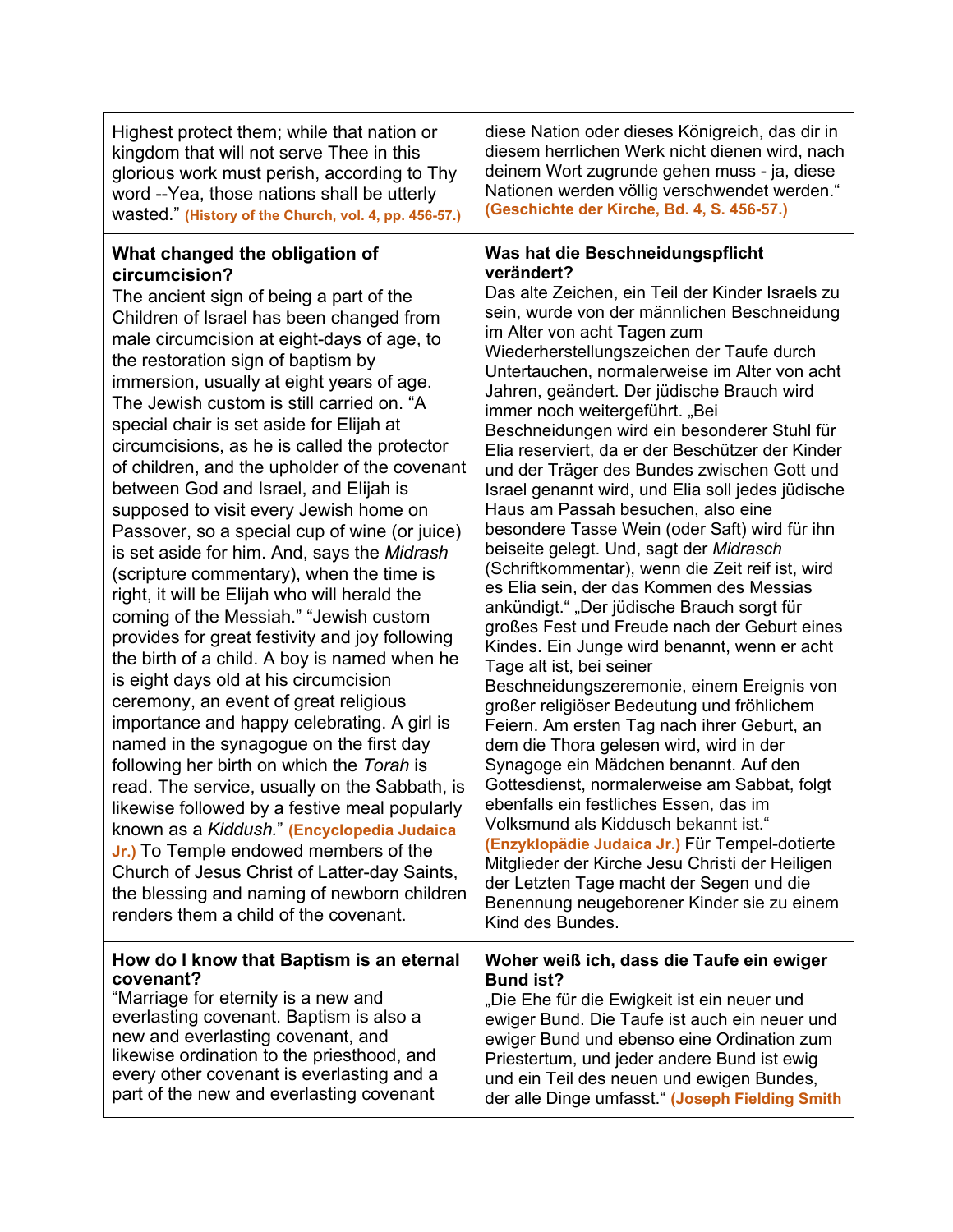| | |
|---|---|
| Highest protect them; while that nation or kingdom that will not serve Thee in this glorious work must perish, according to Thy word --Yea, those nations shall be utterly wasted." **(History of the Church, vol. 4, pp. 456-57.)** | diese Nation oder dieses Königreich, das dir in diesem herrlichen Werk nicht dienen wird, nach deinem Wort zugrunde gehen muss - ja, diese Nationen werden völlig verschwendet werden." **(Geschichte der Kirche, Bd. 4, S. 456-57.)** |
| **What changed the obligation of circumcision?**<br>The ancient sign of being a part of the Children of Israel has been changed from male circumcision at eight-days of age, to the restoration sign of baptism by immersion, usually at eight years of age. The Jewish custom is still carried on. "A special chair is set aside for Elijah at circumcisions, as he is called the protector of children, and the upholder of the covenant between God and Israel, and Elijah is supposed to visit every Jewish home on Passover, so a special cup of wine (or juice) is set aside for him. And, says the *Midrash* (scripture commentary), when the time is right, it will be Elijah who will herald the coming of the Messiah." "Jewish custom provides for great festivity and joy following the birth of a child. A boy is named when he is eight days old at his circumcision ceremony, an event of great religious importance and happy celebrating. A girl is named in the synagogue on the first day following her birth on which the *Torah* is read. The service, usually on the Sabbath, is likewise followed by a festive meal popularly known as a *Kiddush.*" **(Encyclopedia Judaica Jr.)** To Temple endowed members of the Church of Jesus Christ of Latter-day Saints, the blessing and naming of newborn children renders them a child of the covenant. | **Was hat die Beschneidungspflicht verändert?**<br>Das alte Zeichen, ein Teil der Kinder Israels zu sein, wurde von der männlichen Beschneidung im Alter von acht Tagen zum Wiederherstellungszeichen der Taufe durch Untertauchen, normalerweise im Alter von acht Jahren, geändert. Der jüdische Brauch wird immer noch weitergeführt. „Bei Beschneidungen wird ein besonderer Stuhl für Elia reserviert, da er der Beschützer der Kinder und der Träger des Bundes zwischen Gott und Israel genannt wird, und Elia soll jedes jüdische Haus am Passah besuchen, also eine besondere Tasse Wein (oder Saft) wird für ihn beiseite gelegt. Und, sagt der *Midrasch* (Schriftkommentar), wenn die Zeit reif ist, wird es Elia sein, der das Kommen des Messias ankündigt." „Der jüdische Brauch sorgt für großes Fest und Freude nach der Geburt eines Kindes. Ein Junge wird benannt, wenn er acht Tage alt ist, bei seiner Beschneidungszeremonie, einem Ereignis von großer religiöser Bedeutung und fröhlichem Feiern. Am ersten Tag nach ihrer Geburt, an dem die Thora gelesen wird, wird in der Synagoge ein Mädchen benannt. Auf den Gottesdienst, normalerweise am Sabbat, folgt ebenfalls ein festliches Essen, das im Volksmund als Kiddusch bekannt ist." **(Enzyklopädie Judaica Jr.)** Für Tempel-dotierte Mitglieder der Kirche Jesu Christi der Heiligen der Letzten Tage macht der Segen und die Benennung neugeborener Kinder sie zu einem Kind des Bundes. |
| **How do I know that Baptism is an eternal covenant?**<br>"Marriage for eternity is a new and everlasting covenant. Baptism is also a new and everlasting covenant, and likewise ordination to the priesthood, and every other covenant is everlasting and a part of the new and everlasting covenant | **Woher weiß ich, dass die Taufe ein ewiger Bund ist?**<br>„Die Ehe für die Ewigkeit ist ein neuer und ewiger Bund. Die Taufe ist auch ein neuer und ewiger Bund und ebenso eine Ordination zum Priestertum, und jeder andere Bund ist ewig und ein Teil des neuen und ewigen Bundes, der alle Dinge umfasst." **(Joseph Fielding Smith** |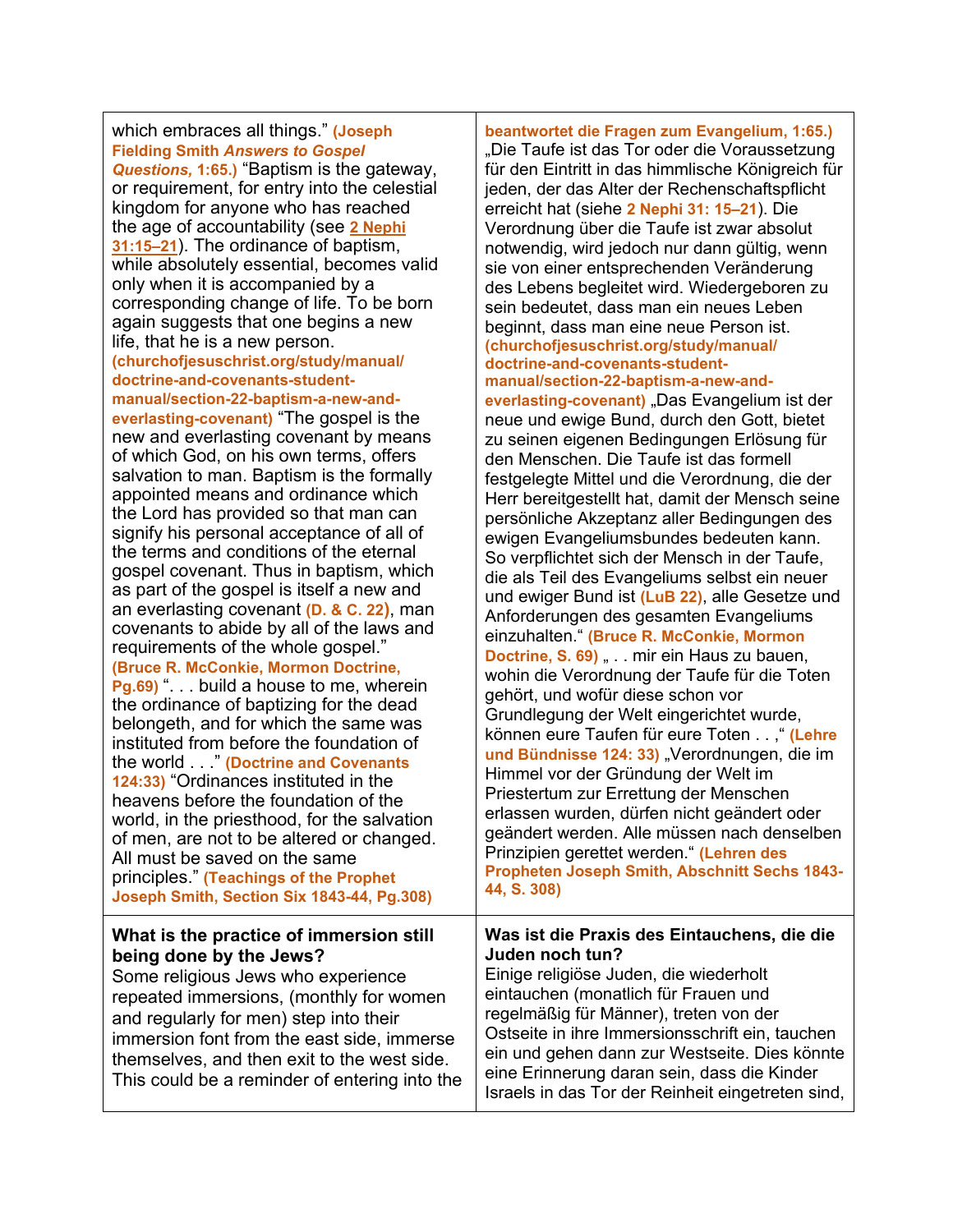| | |
|---|---|
| which embraces all things." **(Joseph Fielding Smith *Answers to Gospel Questions,* 1:65.)** "Baptism is the gateway, or requirement, for entry into the celestial kingdom for anyone who has reached the age of accountability (see **2 Nephi 31:15–21**). The ordinance of baptism, while absolutely essential, becomes valid only when it is accompanied by a corresponding change of life. To be born again suggests that one begins a new life, that he is a new person. **(churchofjesuschrist.org/study/manual/doctrine-and-covenants-student-manual/section-22-baptism-a-new-and-everlasting-covenant)** "The gospel is the new and everlasting covenant by means of which God, on his own terms, offers salvation to man. Baptism is the formally appointed means and ordinance which the Lord has provided so that man can signify his personal acceptance of all of the terms and conditions of the eternal gospel covenant. Thus in baptism, which as part of the gospel is itself a new and an everlasting covenant **(D. & C. 22)**, man covenants to abide by all of the laws and requirements of the whole gospel." **(Bruce R. McConkie, Mormon Doctrine, Pg.69)** ". . . build a house to me, wherein the ordinance of baptizing for the dead belongeth, and for which the same was instituted from before the foundation of the world . . ." **(Doctrine and Covenants 124:33)** "Ordinances instituted in the heavens before the foundation of the world, in the priesthood, for the salvation of men, are not to be altered or changed. All must be saved on the same principles." **(Teachings of the Prophet Joseph Smith, Section Six 1843-44, Pg.308)** | **beantwortet die Fragen zum Evangelium, 1:65.)** „Die Taufe ist das Tor oder die Voraussetzung für den Eintritt in das himmlische Königreich für jeden, der das Alter der Rechenschaftspflicht erreicht hat (siehe **2 Nephi 31: 15–21**). Die Verordnung über die Taufe ist zwar absolut notwendig, wird jedoch nur dann gültig, wenn sie von einer entsprechenden Veränderung des Lebens begleitet wird. Wiedergeboren zu sein bedeutet, dass man ein neues Leben beginnt, dass man eine neue Person ist. **(churchofjesuschrist.org/study/manual/doctrine-and-covenants-student-manual/section-22-baptism-a-new-and-everlasting-covenant)** „Das Evangelium ist der neue und ewige Bund, durch den Gott, bietet zu seinen eigenen Bedingungen Erlösung für den Menschen. Die Taufe ist das formell festgelegte Mittel und die Verordnung, die der Herr bereitgestellt hat, damit der Mensch seine persönliche Akzeptanz aller Bedingungen des ewigen Evangeliumsbundes bedeuten kann. So verpflichtet sich der Mensch in der Taufe, die als Teil des Evangeliums selbst ein neuer und ewiger Bund ist **(LuB 22)**, alle Gesetze und Anforderungen des gesamten Evangeliums einzuhalten." **(Bruce R. McConkie, Mormon Doctrine, S. 69)** „ . . . mir ein Haus zu bauen, wohin die Verordnung der Taufe für die Toten gehört, und wofür diese schon vor Grundlegung der Welt eingerichtet wurde, können eure Taufen für eure Toten . . ," **(Lehre und Bündnisse 124: 33)** „Verordnungen, die im Himmel vor der Gründung der Welt im Priestertum zur Errettung der Menschen erlassen wurden, dürfen nicht geändert oder geändert werden. Alle müssen nach denselben Prinzipien gerettet werden." **(Lehren des Propheten Joseph Smith, Abschnitt Sechs 1843-44, S. 308)** |
| **What is the practice of immersion still being done by the Jews?** Some religious Jews who experience repeated immersions, (monthly for women and regularly for men) step into their immersion font from the east side, immerse themselves, and then exit to the west side. This could be a reminder of entering into the | **Was ist die Praxis des Eintauchens, die die Juden noch tun?** Einige religiöse Juden, die wiederholt eintauchen (monatlich für Frauen und regelmäßig für Männer), treten von der Ostseite in ihre Immersionsschrift ein, tauchen ein und gehen dann zur Westseite. Dies könnte eine Erinnerung daran sein, dass die Kinder Israels in das Tor der Reinheit eingetreten sind, |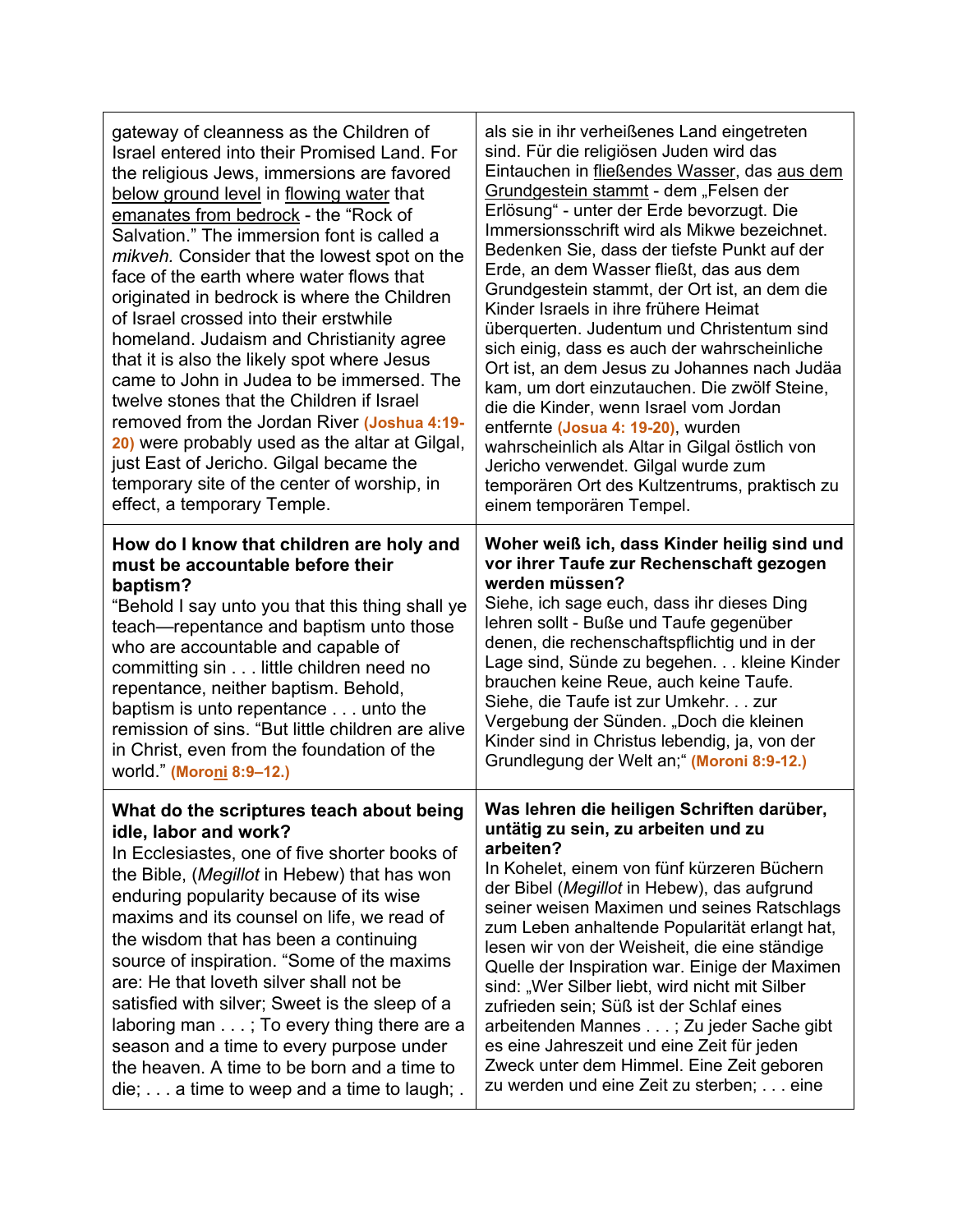| | |
|---|---|
| gateway of cleanness as the Children of Israel entered into their Promised Land. For the religious Jews, immersions are favored <u>below ground level</u> in <u>flowing water</u> that <u>emanates from bedrock</u> - the "Rock of Salvation." The immersion font is called a *mikveh.* Consider that the lowest spot on the face of the earth where water flows that originated in bedrock is where the Children of Israel crossed into their erstwhile homeland. Judaism and Christianity agree that it is also the likely spot where Jesus came to John in Judea to be immersed. The twelve stones that the Children if Israel removed from the Jordan River **(Joshua 4:19-20)** were probably used as the altar at Gilgal, just East of Jericho. Gilgal became the temporary site of the center of worship, in effect, a temporary Temple. | als sie in ihr verheißenes Land eingetreten sind. Für die religiösen Juden wird das Eintauchen in <u>fließendes Wasser</u>, das <u>aus dem Grundgestein stammt</u> - dem „Felsen der Erlösung" - unter der Erde bevorzugt. Die Immersionsschrift wird als Mikwe bezeichnet. Bedenken Sie, dass der tiefste Punkt auf der Erde, an dem Wasser fließt, das aus dem Grundgestein stammt, der Ort ist, an dem die Kinder Israels in ihre frühere Heimat überquerten. Judentum und Christentum sind sich einig, dass es auch der wahrscheinliche Ort ist, an dem Jesus zu Johannes nach Judäa kam, um dort einzutauchen. Die zwölf Steine, die die Kinder, wenn Israel vom Jordan entfernte **(Josua 4: 19-20)**, wurden wahrscheinlich als Altar in Gilgal östlich von Jericho verwendet. Gilgal wurde zum temporären Ort des Kultzentrums, praktisch zu einem temporären Tempel. |
| **How do I know that children are holy and must be accountable before their baptism?**<br>"Behold I say unto you that this thing shall ye teach—repentance and baptism unto those who are accountable and capable of committing sin . . . little children need no repentance, neither baptism. Behold, baptism is unto repentance . . . unto the remission of sins. "But little children are alive in Christ, even from the foundation of the world." **(Moro<u>ni</u> 8:9–12.)** | **Woher weiß ich, dass Kinder heilig sind und vor ihrer Taufe zur Rechenschaft gezogen werden müssen?**<br>Siehe, ich sage euch, dass ihr dieses Ding lehren sollt - Buße und Taufe gegenüber denen, die rechenschaftspflichtig und in der Lage sind, Sünde zu begehen. . . kleine Kinder brauchen keine Reue, auch keine Taufe. Siehe, die Taufe ist zur Umkehr. . . zur Vergebung der Sünden. „Doch die kleinen Kinder sind in Christus lebendig, ja, von der Grundlegung der Welt an;" **(Moroni 8:9-12.)** |
| **What do the scriptures teach about being idle, labor and work?**<br>In Ecclesiastes, one of five shorter books of the Bible, (*Megillot* in Hebew) that has won enduring popularity because of its wise maxims and its counsel on life, we read of the wisdom that has been a continuing source of inspiration. "Some of the maxims are: He that loveth silver shall not be satisfied with silver; Sweet is the sleep of a laboring man . . . ; To every thing there are a season and a time to every purpose under the heaven. A time to be born and a time to die; . . . a time to weep and a time to laugh; . | **Was lehren die heiligen Schriften darüber, untätig zu sein, zu arbeiten und zu arbeiten?**<br>In Kohelet, einem von fünf kürzeren Büchern der Bibel (*Megillot* in Hebew), das aufgrund seiner weisen Maximen und seines Ratschlags zum Leben anhaltende Popularität erlangt hat, lesen wir von der Weisheit, die eine ständige Quelle der Inspiration war. Einige der Maximen sind: „Wer Silber liebt, wird nicht mit Silber zufrieden sein; Süß ist der Schlaf eines arbeitenden Mannes . . . ; Zu jeder Sache gibt es eine Jahreszeit und eine Zeit für jeden Zweck unter dem Himmel. Eine Zeit geboren zu werden und eine Zeit zu sterben; . . . eine |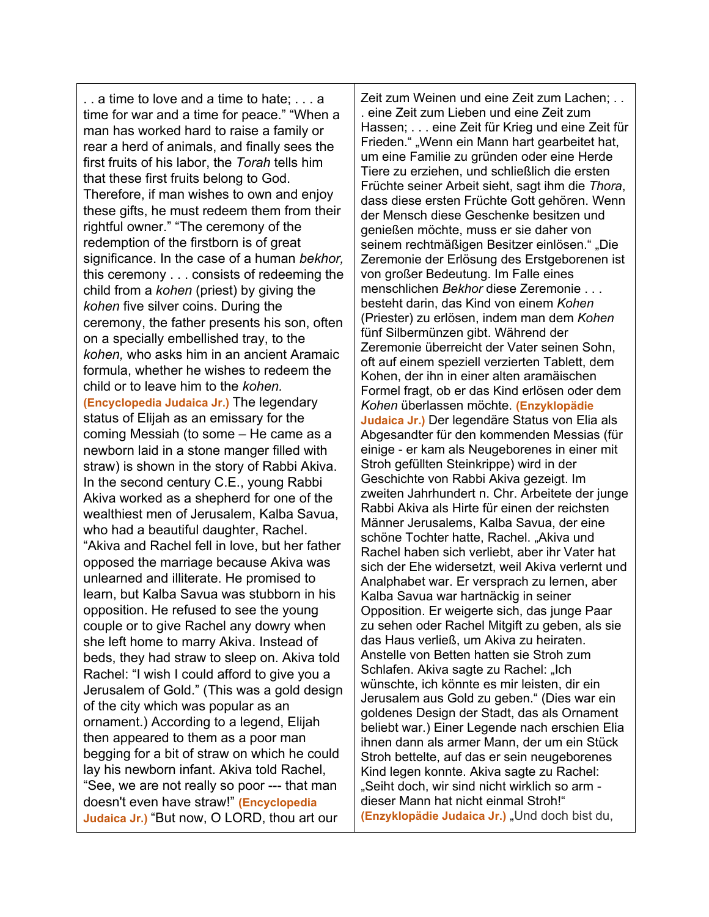| . . a time to love and a time to hate; . . . a time for war and a time for peace.” “When a man has worked hard to raise a family or rear a herd of animals, and finally sees the first fruits of his labor, the *Torah* tells him that these first fruits belong to God. Therefore, if man wishes to own and enjoy these gifts, he must redeem them from their rightful owner.” “The ceremony of the redemption of the firstborn is of great significance. In the case of a human *bekhor,* this ceremony . . . consists of redeeming the child from a *kohen* (priest) by giving the *kohen* five silver coins. During the ceremony, the father presents his son, often on a specially embellished tray, to the *kohen,* who asks him in an ancient Aramaic formula, whether he wishes to redeem the child or to leave him to the *kohen.* **(Encyclopedia Judaica Jr.)** The legendary status of Elijah as an emissary for the coming Messiah (to some – He came as a newborn laid in a stone manger filled with straw) is shown in the story of Rabbi Akiva. In the second century C.E., young Rabbi Akiva worked as a shepherd for one of the wealthiest men of Jerusalem, Kalba Savua, who had a beautiful daughter, Rachel. “Akiva and Rachel fell in love, but her father opposed the marriage because Akiva was unlearned and illiterate. He promised to learn, but Kalba Savua was stubborn in his opposition. He refused to see the young couple or to give Rachel any dowry when she left home to marry Akiva. Instead of beds, they had straw to sleep on. Akiva told Rachel: “I wish I could afford to give you a Jerusalem of Gold.” (This was a gold design of the city which was popular as an ornament.) According to a legend, Elijah then appeared to them as a poor man begging for a bit of straw on which he could lay his newborn infant. Akiva told Rachel, “See, we are not really so poor --- that man doesn't even have straw!” **(Encyclopedia Judaica Jr.)** “But now, O LORD, thou art our | Zeit zum Weinen und eine Zeit zum Lachen; . . . eine Zeit zum Lieben und eine Zeit zum Hassen; . . . eine Zeit für Krieg und eine Zeit für Frieden.“ „Wenn ein Mann hart gearbeitet hat, um eine Familie zu gründen oder eine Herde Tiere zu erziehen, und schließlich die ersten Früchte seiner Arbeit sieht, sagt ihm die *Thora*, dass diese ersten Früchte Gott gehören. Wenn der Mensch diese Geschenke besitzen und genießen möchte, muss er sie daher von seinem rechtmäßigen Besitzer einlösen.“ „Die Zeremonie der Erlösung des Erstgeborenen ist von großer Bedeutung. Im Falle eines menschlichen *Bekhor* diese Zeremonie . . . besteht darin, das Kind von einem *Kohen* (Priester) zu erlösen, indem man dem *Kohen* fünf Silbermünzen gibt. Während der Zeremonie überreicht der Vater seinen Sohn, oft auf einem speziell verzierten Tablett, dem Kohen, der ihn in einer alten aramäischen Formel fragt, ob er das Kind erlösen oder dem *Kohen* überlassen möchte. **(Enzyklopädie Judaica Jr.)** Der legendäre Status von Elia als Abgesandter für den kommenden Messias (für einige - er kam als Neugeborenes in einer mit Stroh gefüllten Steinkrippe) wird in der Geschichte von Rabbi Akiva gezeigt. Im zweiten Jahrhundert n. Chr. Arbeitete der junge Rabbi Akiva als Hirte für einen der reichsten Männer Jerusalems, Kalba Savua, der eine schöne Tochter hatte, Rachel. „Akiva und Rachel haben sich verliebt, aber ihr Vater hat sich der Ehe widersetzt, weil Akiva verlernt und Analphabet war. Er versprach zu lernen, aber Kalba Savua war hartnäckig in seiner Opposition. Er weigerte sich, das junge Paar zu sehen oder Rachel Mitgift zu geben, als sie das Haus verließ, um Akiva zu heiraten. Anstelle von Betten hatten sie Stroh zum Schlafen. Akiva sagte zu Rachel: „Ich wünschte, ich könnte es mir leisten, dir ein Jerusalem aus Gold zu geben.“ (Dies war ein goldenes Design der Stadt, das als Ornament beliebt war.) Einer Legende nach erschien Elia ihnen dann als armer Mann, der um ein Stück Stroh bettelte, auf das er sein neugeborenes Kind legen konnte. Akiva sagte zu Rachel: „Seiht doch, wir sind nicht wirklich so arm - dieser Mann hat nicht einmal Stroh!“ **(Enzyklopädie Judaica Jr.)** „Und doch bist du, |
|---|---|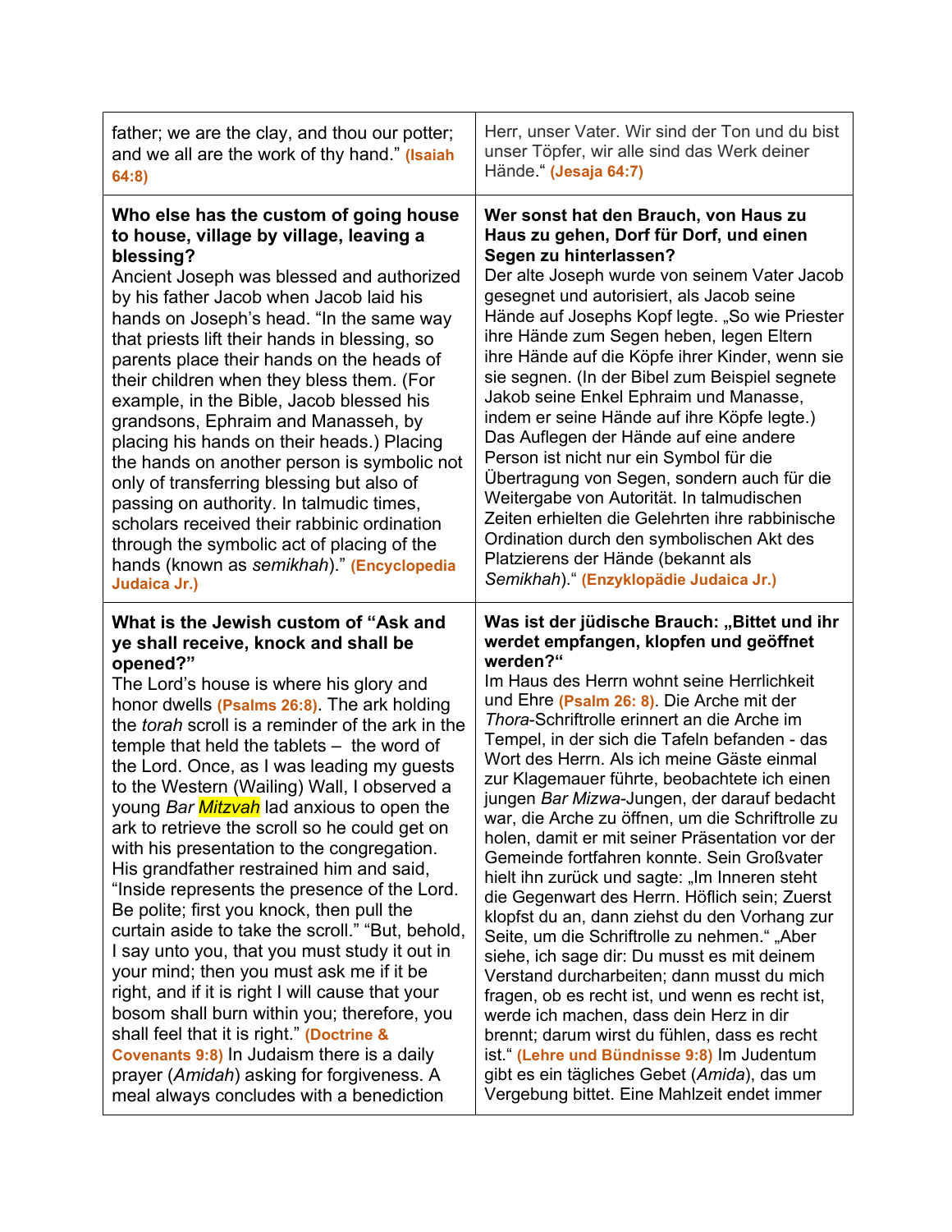| | |
|---|---|
| father; we are the clay, and thou our potter; and we all are the work of thy hand." **(Isaiah 64:8)** | Herr, unser Vater. Wir sind der Ton und du bist unser Töpfer, wir alle sind das Werk deiner Hände." **(Jesaja 64:7)** |
| **Who else has the custom of going house to house, village by village, leaving a blessing?**<br>Ancient Joseph was blessed and authorized by his father Jacob when Jacob laid his hands on Joseph's head. "In the same way that priests lift their hands in blessing, so parents place their hands on the heads of their children when they bless them. (For example, in the Bible, Jacob blessed his grandsons, Ephraim and Manasseh, by placing his hands on their heads.) Placing the hands on another person is symbolic not only of transferring blessing but also of passing on authority. In talmudic times, scholars received their rabbinic ordination through the symbolic act of placing of the hands (known as *semikhah*)." **(Encyclopedia Judaica Jr.)** | **Wer sonst hat den Brauch, von Haus zu Haus zu gehen, Dorf für Dorf, und einen Segen zu hinterlassen?**<br>Der alte Joseph wurde von seinem Vater Jacob gesegnet und autorisiert, als Jacob seine Hände auf Josephs Kopf legte. „So wie Priester ihre Hände zum Segen heben, legen Eltern ihre Hände auf die Köpfe ihrer Kinder, wenn sie sie segnen. (In der Bibel zum Beispiel segnete Jakob seine Enkel Ephraim und Manasse, indem er seine Hände auf ihre Köpfe legte.) Das Auflegen der Hände auf eine andere Person ist nicht nur ein Symbol für die Übertragung von Segen, sondern auch für die Weitergabe von Autorität. In talmudischen Zeiten erhielten die Gelehrten ihre rabbinische Ordination durch den symbolischen Akt des Platzierens der Hände (bekannt als *Semikhah*)." **(Enzyklopädie Judaica Jr.)** |
| **What is the Jewish custom of "Ask and ye shall receive, knock and shall be opened?"**<br>The Lord's house is where his glory and honor dwells **(Psalms 26:8)**. The ark holding the *torah* scroll is a reminder of the ark in the temple that held the tablets – the word of the Lord. Once, as I was leading my guests to the Western (Wailing) Wall, I observed a young *Bar Mitzvah* lad anxious to open the ark to retrieve the scroll so he could get on with his presentation to the congregation. His grandfather restrained him and said, "Inside represents the presence of the Lord. Be polite; first you knock, then pull the curtain aside to take the scroll." "But, behold, I say unto you, that you must study it out in your mind; then you must ask me if it be right, and if it is right I will cause that your bosom shall burn within you; therefore, you shall feel that it is right." **(Doctrine & Covenants 9:8)** In Judaism there is a daily prayer (*Amidah*) asking for forgiveness. A meal always concludes with a benediction | **Was ist der jüdische Brauch: „Bittet und ihr werdet empfangen, klopfen und geöffnet werden?"**<br>Im Haus des Herrn wohnt seine Herrlichkeit und Ehre **(Psalm 26: 8)**. Die Arche mit der *Thora*-Schriftrolle erinnert an die Arche im Tempel, in der sich die Tafeln befanden - das Wort des Herrn. Als ich meine Gäste einmal zur Klagemauer führte, beobachtete ich einen jungen *Bar Mizwa*-Jungen, der darauf bedacht war, die Arche zu öffnen, um die Schriftrolle zu holen, damit er mit seiner Präsentation vor der Gemeinde fortfahren konnte. Sein Großvater hielt ihn zurück und sagte: „Im Inneren steht die Gegenwart des Herrn. Höflich sein; Zuerst klopfst du an, dann ziehst du den Vorhang zur Seite, um die Schriftrolle zu nehmen." „Aber siehe, ich sage dir: Du musst es mit deinem Verstand durcharbeiten; dann musst du mich fragen, ob es recht ist, und wenn es recht ist, werde ich machen, dass dein Herz in dir brennt; darum wirst du fühlen, dass es recht ist." **(Lehre und Bündnisse 9:8)** Im Judentum gibt es ein tägliches Gebet (*Amida*), das um Vergebung bittet. Eine Mahlzeit endet immer |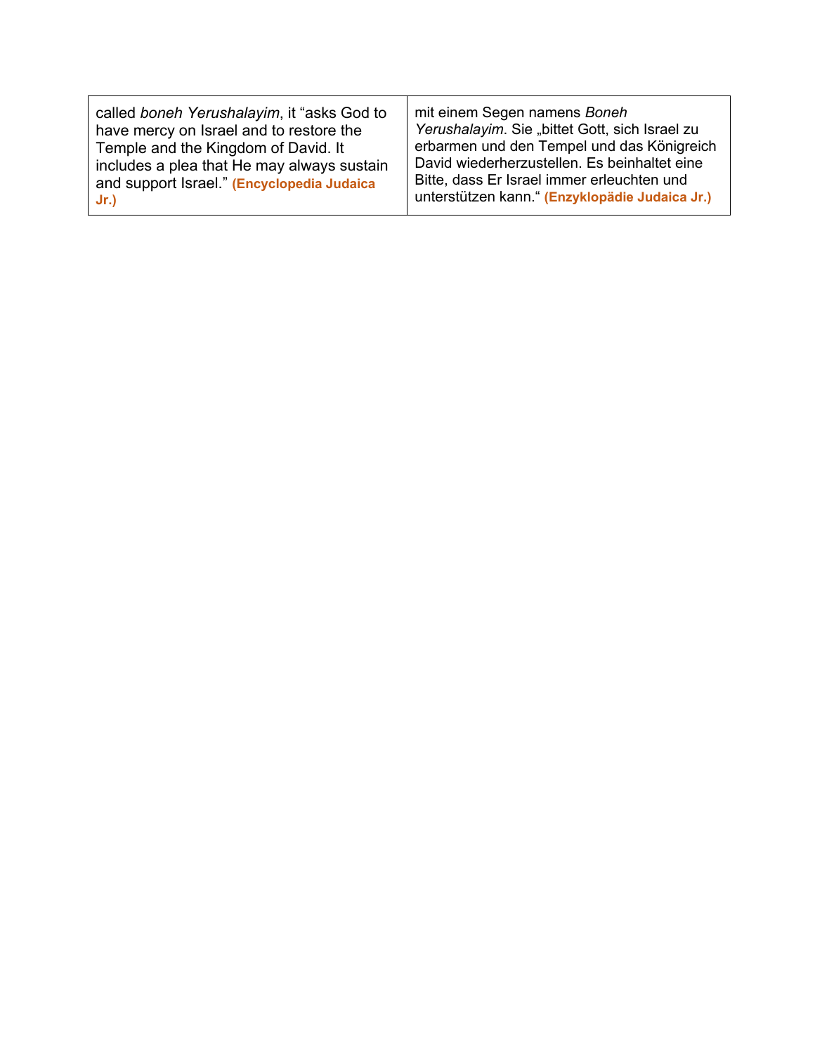| | |
|---|---|
| called *boneh Yerushalayim*, it “asks God to have mercy on Israel and to restore the Temple and the Kingdom of David. It includes a plea that He may always sustain and support Israel.” **(Encyclopedia Judaica Jr.)** | mit einem Segen namens *Boneh Yerushalayim*. Sie „bittet Gott, sich Israel zu erbarmen und den Tempel und das Königreich David wiederherzustellen. Es beinhaltet eine Bitte, dass Er Israel immer erleuchten und unterstützen kann.“ **(Enzyklopädie Judaica Jr.)** |